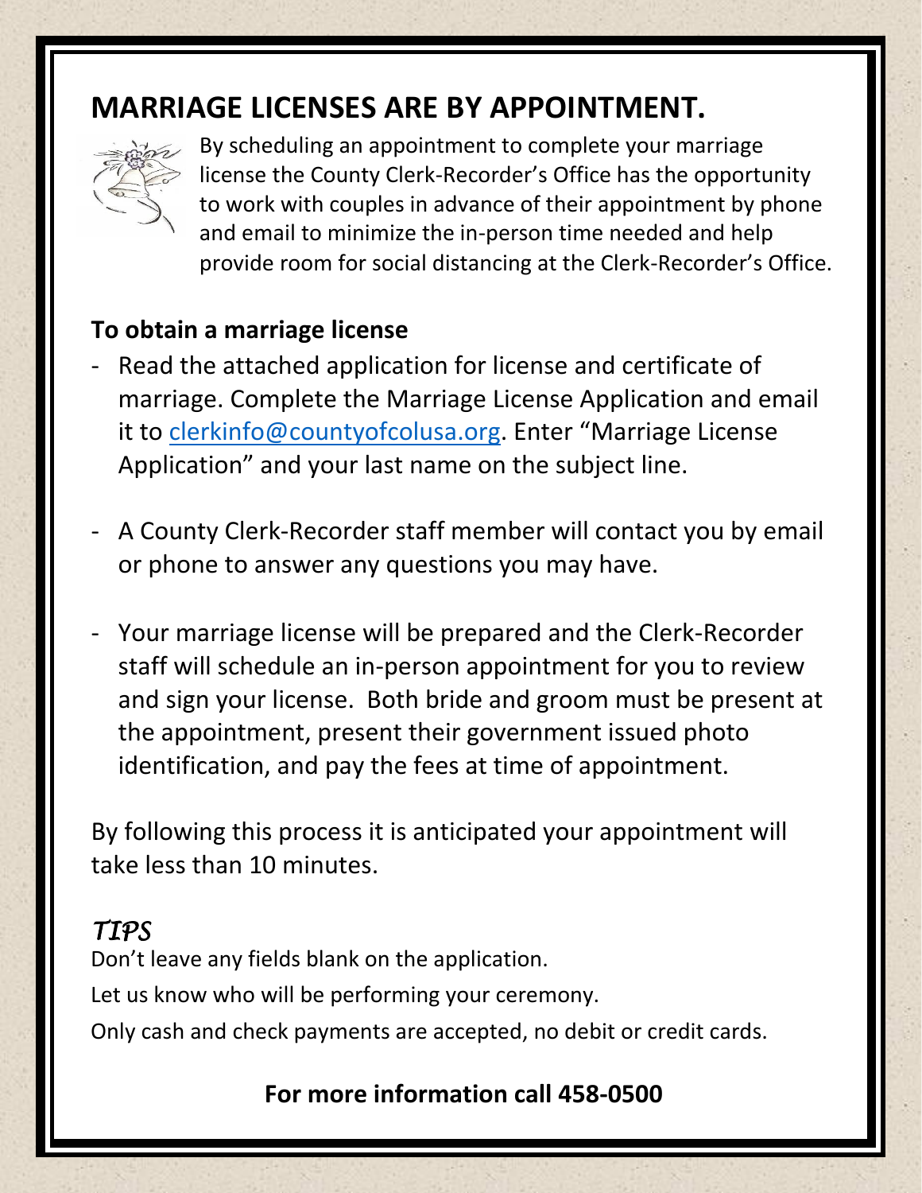# MARRIAGE LICENSES ARE BY APPOINTMENT.

By scheduling an appointment to complete your marriage license the County Clerk-Recorder's Office has the opportunity to work with couples in advance of their appointment by phone and email to minimize the in-person time needed and help provide room for social distancing at the Clerk-Recorder's Office.

## To obtain a marriage license

- Read the attached application for license and certificate of marriage. Complete the Marriage License Application and email it to clerkinfo@countyofcolusa.org. Enter "Marriage License Application" and your last name on the subject line.

- A County Clerk-Recorder staff member will contact you by email or phone to answer any questions you may have.

- Your marriage license will be prepared and the Clerk-Recorder staff will schedule an in-person appointment for you to review and sign your license. Both bride and groom must be present at the appointment, present their government issued photo identification, and pay the fees at time of appointment.

By following this process it is anticipated your appointment will take less than 10 minutes.

## *TIPS*

Don't leave any fields blank on the application.

Let us know who will be performing your ceremony.

Only cash and check payments are accepted, no debit or credit cards.

**For more information call 458-0500**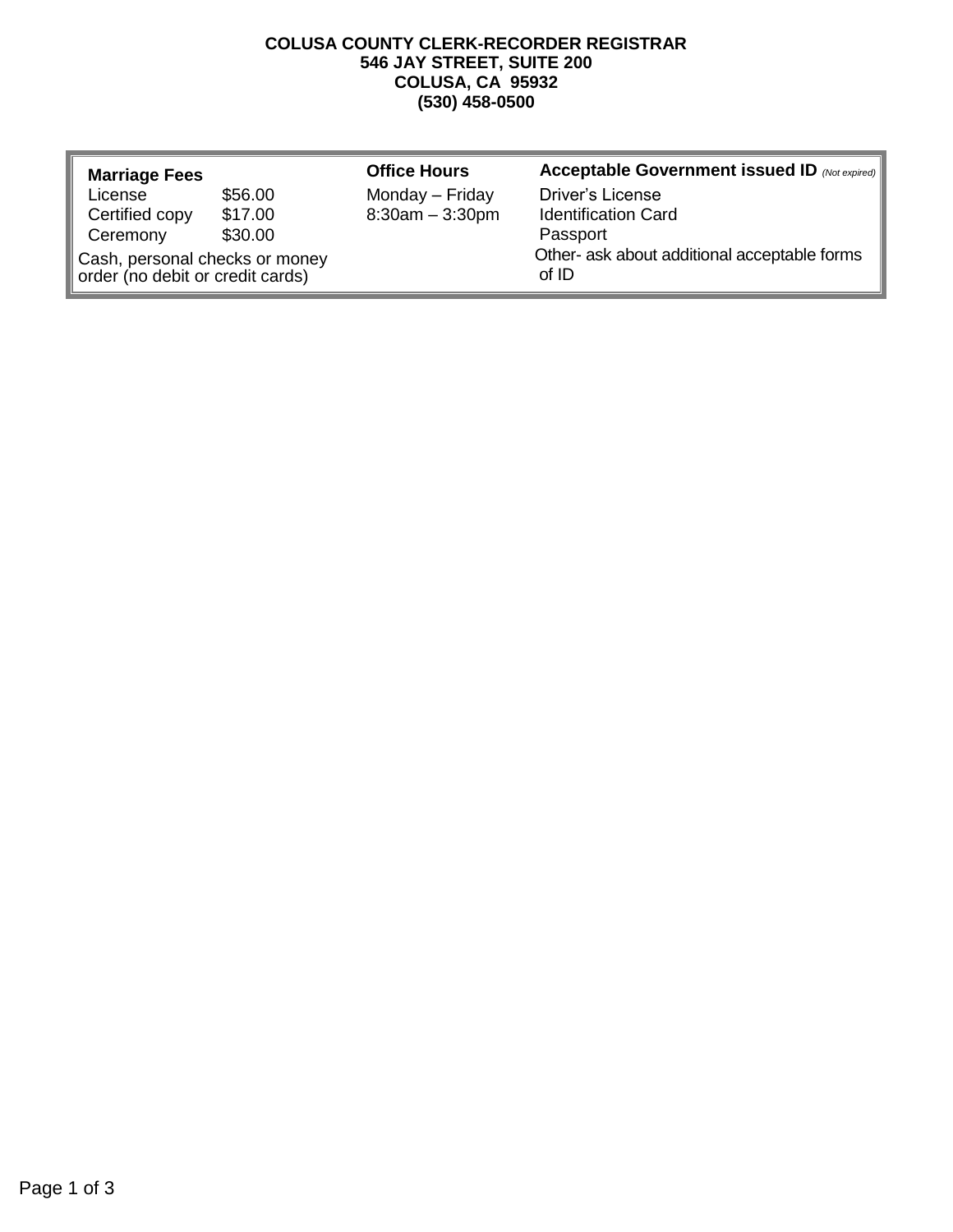**COLUSA COUNTY CLERK-RECORDER REGISTRAR**
**546 JAY STREET, SUITE 200**
**COLUSA, CA 95932**
**(530) 458-0500**

| **Marriage Fees** | | **Office Hours** | **Acceptable Government issued ID** *(Not expired)* |
|---|---|---|---|
| License | $56.00 | Monday – Friday | Driver's License |
| Certified copy | $17.00 | 8:30am – 3:30pm | Identification Card |
| Ceremony | $30.00 | | Passport |
| Cash, personal checks or money order (no debit or credit cards) | | | Other- ask about additional acceptable forms of ID |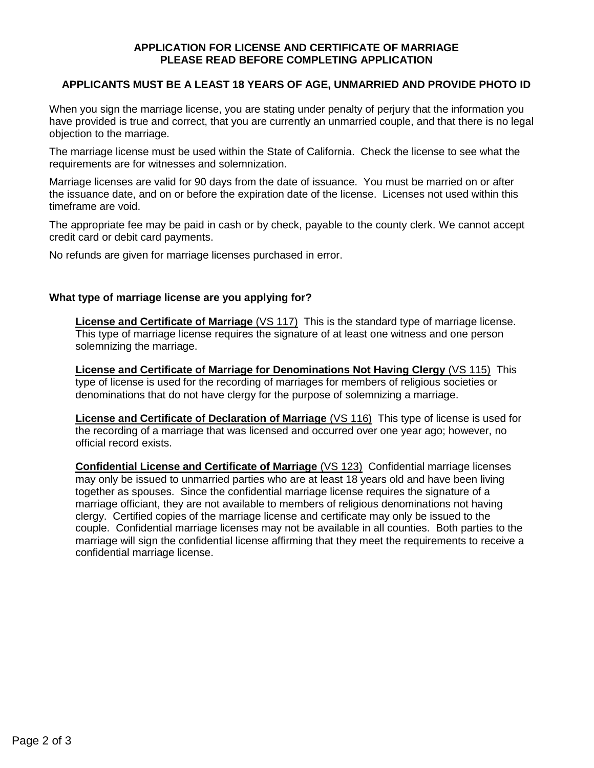# APPLICATION FOR LICENSE AND CERTIFICATE OF MARRIAGE
# PLEASE READ BEFORE COMPLETING APPLICATION

## APPLICANTS MUST BE A LEAST 18 YEARS OF AGE, UNMARRIED AND PROVIDE PHOTO ID

When you sign the marriage license, you are stating under penalty of perjury that the information you have provided is true and correct, that you are currently an unmarried couple, and that there is no legal objection to the marriage.

The marriage license must be used within the State of California. Check the license to see what the requirements are for witnesses and solemnization.

Marriage licenses are valid for 90 days from the date of issuance. You must be married on or after the issuance date, and on or before the expiration date of the license. Licenses not used within this timeframe are void.

The appropriate fee may be paid in cash or by check, payable to the county clerk. We cannot accept credit card or debit card payments.

No refunds are given for marriage licenses purchased in error.

**What type of marriage license are you applying for?**

**License and Certificate of Marriage** (VS 117) This is the standard type of marriage license. This type of marriage license requires the signature of at least one witness and one person solemnizing the marriage.

**License and Certificate of Marriage for Denominations Not Having Clergy** (VS 115) This type of license is used for the recording of marriages for members of religious societies or denominations that do not have clergy for the purpose of solemnizing a marriage.

**License and Certificate of Declaration of Marriage** (VS 116) This type of license is used for the recording of a marriage that was licensed and occurred over one year ago; however, no official record exists.

**Confidential License and Certificate of Marriage** (VS 123) Confidential marriage licenses may only be issued to unmarried parties who are at least 18 years old and have been living together as spouses. Since the confidential marriage license requires the signature of a marriage officiant, they are not available to members of religious denominations not having clergy. Certified copies of the marriage license and certificate may only be issued to the couple. Confidential marriage licenses may not be available in all counties. Both parties to the marriage will sign the confidential license affirming that they meet the requirements to receive a confidential marriage license.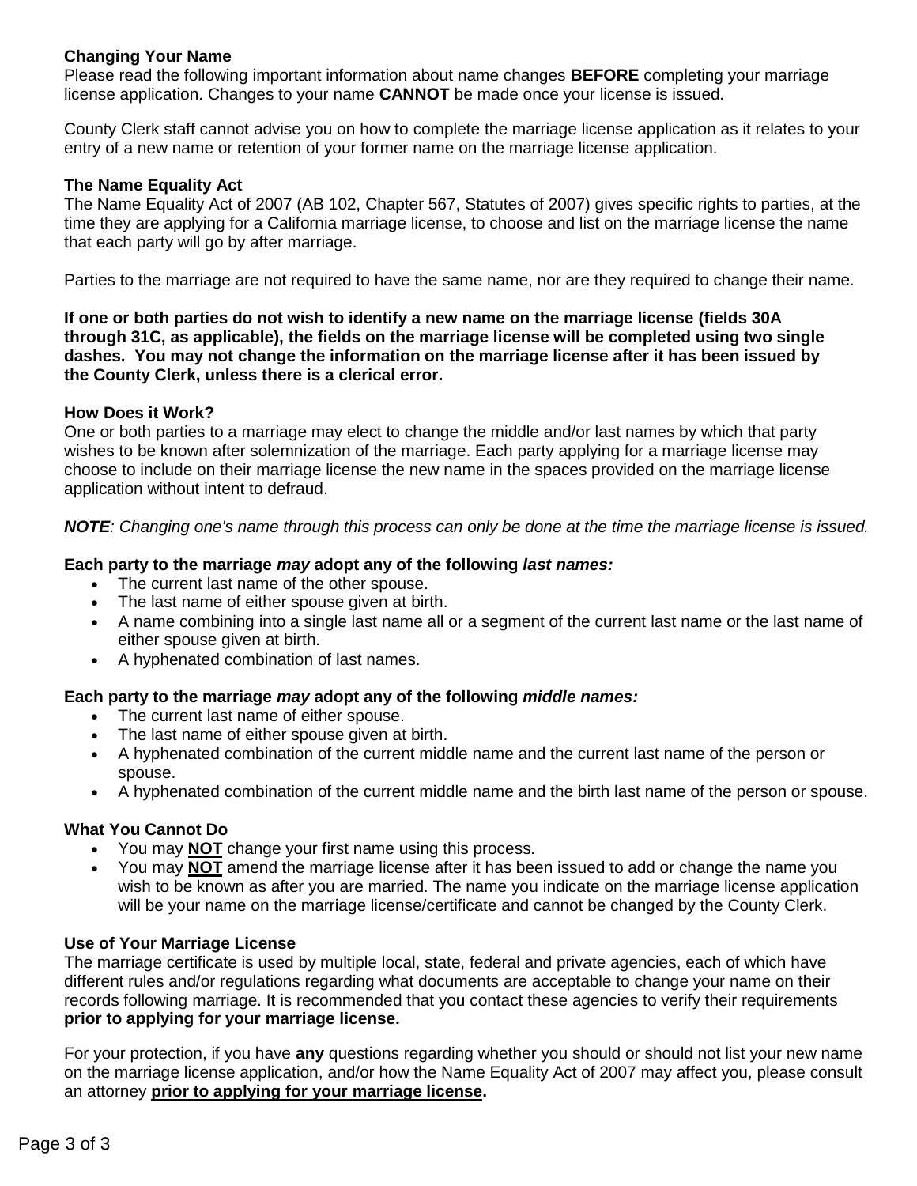### Changing Your Name

Please read the following important information about name changes **BEFORE** completing your marriage license application. Changes to your name **CANNOT** be made once your license is issued.

County Clerk staff cannot advise you on how to complete the marriage license application as it relates to your entry of a new name or retention of your former name on the marriage license application.

### The Name Equality Act

The Name Equality Act of 2007 (AB 102, Chapter 567, Statutes of 2007) gives specific rights to parties, at the time they are applying for a California marriage license, to choose and list on the marriage license the name that each party will go by after marriage.

Parties to the marriage are not required to have the same name, nor are they required to change their name.

**If one or both parties do not wish to identify a new name on the marriage license (fields 30A through 31C, as applicable), the fields on the marriage license will be completed using two single dashes. You may not change the information on the marriage license after it has been issued by the County Clerk, unless there is a clerical error.**

### How Does it Work?

One or both parties to a marriage may elect to change the middle and/or last names by which that party wishes to be known after solemnization of the marriage. Each party applying for a marriage license may choose to include on their marriage license the new name in the spaces provided on the marriage license application without intent to defraud.

***NOTE****: Changing one's name through this process can only be done at the time the marriage license is issued.*

**Each party to the marriage *may* adopt any of the following *last names:***

- The current last name of the other spouse.
- The last name of either spouse given at birth.
- A name combining into a single last name all or a segment of the current last name or the last name of either spouse given at birth.
- A hyphenated combination of last names.

**Each party to the marriage *may* adopt any of the following *middle names:***

- The current last name of either spouse.
- The last name of either spouse given at birth.
- A hyphenated combination of the current middle name and the current last name of the person or spouse.
- A hyphenated combination of the current middle name and the birth last name of the person or spouse.

### What You Cannot Do

- You may <u>**NOT**</u> change your first name using this process.
- You may <u>**NOT**</u> amend the marriage license after it has been issued to add or change the name you wish to be known as after you are married. The name you indicate on the marriage license application will be your name on the marriage license/certificate and cannot be changed by the County Clerk.

### Use of Your Marriage License

The marriage certificate is used by multiple local, state, federal and private agencies, each of which have different rules and/or regulations regarding what documents are acceptable to change your name on their records following marriage. It is recommended that you contact these agencies to verify their requirements **prior to applying for your marriage license.**

For your protection, if you have **any** questions regarding whether you should or should not list your new name on the marriage license application, and/or how the Name Equality Act of 2007 may affect you, please consult an attorney <u>**prior to applying for your marriage license**</u>**.**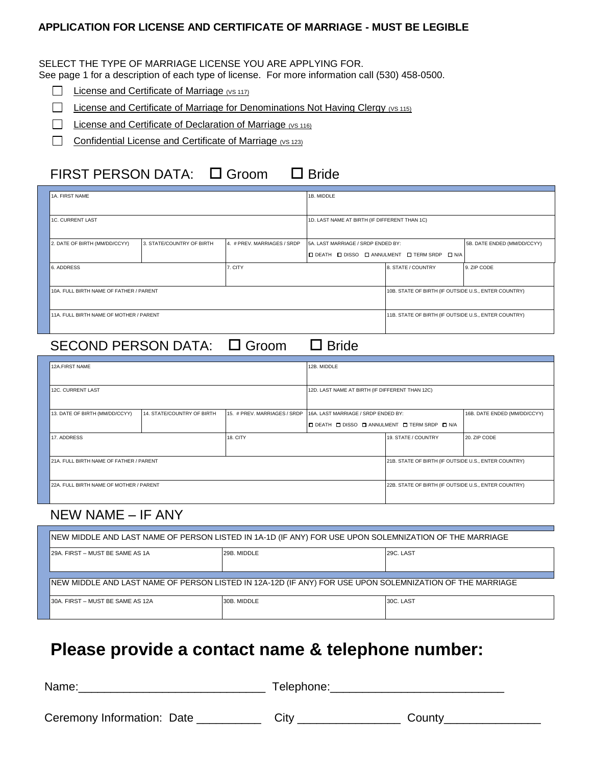**APPLICATION FOR LICENSE AND CERTIFICATE OF MARRIAGE - MUST BE LEGIBLE**

SELECT THE TYPE OF MARRIAGE LICENSE YOU ARE APPLYING FOR.
See page 1 for a description of each type of license. For more information call (530) 458-0500.

- ☐ License and Certificate of Marriage (VS 117)
- ☐ License and Certificate of Marriage for Denominations Not Having Clergy (VS 115)
- ☐ License and Certificate of Declaration of Marriage (VS 116)
- ☐ Confidential License and Certificate of Marriage (VS 123)

## FIRST PERSON DATA: ☐ Groom ☐ Bride

| | | | | |
|---|---|---|---|---|
| 1A. FIRST NAME | | | 1B. MIDDLE | |
| 1C. CURRENT LAST | | | 1D. LAST NAME AT BIRTH (IF DIFFERENT THAN 1C) | |
| 2. DATE OF BIRTH (MM/DD/CCYY) | 3. STATE/COUNTRY OF BIRTH | 4. # PREV. MARRIAGES / SRDP | 5A. LAST MARRIAGE / SRDP ENDED BY: ☐ DEATH ☐ DISSO ☐ ANNULMENT ☐ TERM SRDP ☐ N/A | 5B. DATE ENDED (MM/DD/CCYY) |
| 6. ADDRESS | | 7. CITY | 8. STATE / COUNTRY | 9. ZIP CODE |
| 10A. FULL BIRTH NAME OF FATHER / PARENT | | | 10B. STATE OF BIRTH (IF OUTSIDE U.S., ENTER COUNTRY) | |
| 11A. FULL BIRTH NAME OF MOTHER / PARENT | | | 11B. STATE OF BIRTH (IF OUTSIDE U.S., ENTER COUNTRY) | |

## SECOND PERSON DATA: ☐ Groom ☐ Bride

| | | | | |
|---|---|---|---|---|
| 12A.FIRST NAME | | | 12B. MIDDLE | |
| 12C. CURRENT LAST | | | 12D. LAST NAME AT BIRTH (IF DIFFERENT THAN 12C) | |
| 13. DATE OF BIRTH (MM/DD/CCYY) | 14. STATE/COUNTRY OF BIRTH | 15. # PREV. MARRIAGES / SRDP | 16A. LAST MARRIAGE / SRDP ENDED BY: ☐ DEATH ☐ DISSO ☐ ANNULMENT ☐ TERM SRDP ☐ N/A | 16B. DATE ENDED (MM/DD/CCYY) |
| 17. ADDRESS | | 18. CITY | 19. STATE / COUNTRY | 20. ZIP CODE |
| 21A. FULL BIRTH NAME OF FATHER / PARENT | | | 21B. STATE OF BIRTH (IF OUTSIDE U.S., ENTER COUNTRY) | |
| 22A. FULL BIRTH NAME OF MOTHER / PARENT | | | 22B. STATE OF BIRTH (IF OUTSIDE U.S., ENTER COUNTRY) | |

## NEW NAME – IF ANY

NEW MIDDLE AND LAST NAME OF PERSON LISTED IN 1A-1D (IF ANY) FOR USE UPON SOLEMNIZATION OF THE MARRIAGE

| | | |
|---|---|---|
| 29A. FIRST – MUST BE SAME AS 1A | 29B. MIDDLE | 29C. LAST |

NEW MIDDLE AND LAST NAME OF PERSON LISTED IN 12A-12D (IF ANY) FOR USE UPON SOLEMNIZATION OF THE MARRIAGE

| | | |
|---|---|---|
| 30A. FIRST – MUST BE SAME AS 12A | 30B. MIDDLE | 30C. LAST |

# Please provide a contact name & telephone number:

Name:_____________________________ Telephone:__________________________

Ceremony Information: Date __________ City ________________ County_______________